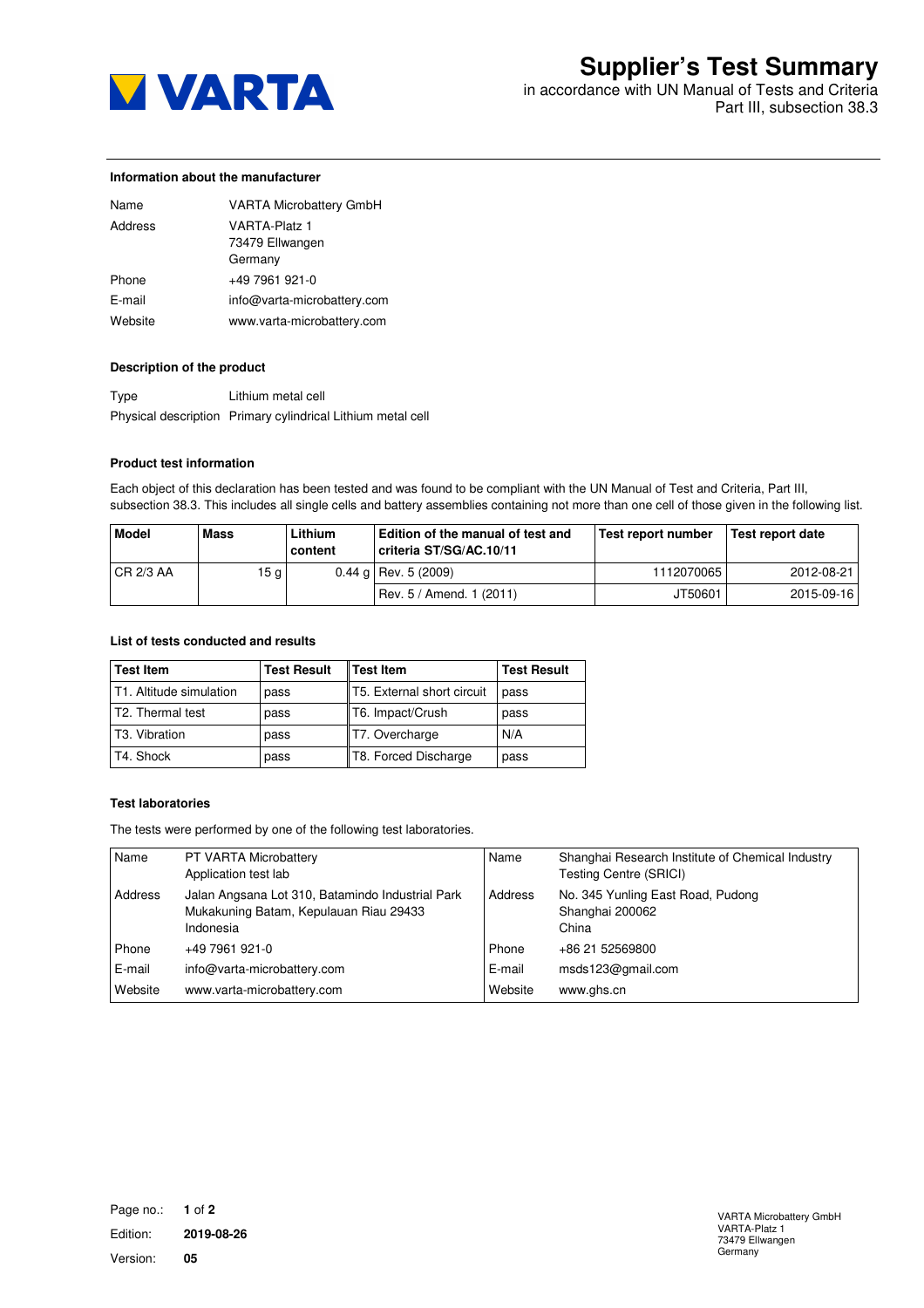# Supplier's Test Summary

in accordance with UN Manual of Tests and Criteria
Part III, subsection 38.3

### Information about the manufacturer

| | |
|---|---|
| Name | VARTA Microbattery GmbH |
| Address | VARTA-Platz 1<br>73479 Ellwangen<br>Germany |
| Phone | +49 7961 921-0 |
| E-mail | info@varta-microbattery.com |
| Website | www.varta-microbattery.com |

### Description of the product

| | |
|---|---|
| Type | Lithium metal cell |
| Physical description | Primary cylindrical Lithium metal cell |

### Product test information

Each object of this declaration has been tested and was found to be compliant with the UN Manual of Test and Criteria, Part III, subsection 38.3. This includes all single cells and battery assemblies containing not more than one cell of those given in the following list.

| Model | Mass | Lithium content | Edition of the manual of test and criteria ST/SG/AC.10/11 | Test report number | Test report date |
|---|---|---|---|---|---|
| CR 2/3 AA | 15 g | 0.44 g | Rev. 5 (2009) | 1112070065 | 2012-08-21 |
| | | | Rev. 5 / Amend. 1 (2011) | JT50601 | 2015-09-16 |

### List of tests conducted and results

| Test Item | Test Result | Test Item | Test Result |
|---|---|---|---|
| T1. Altitude simulation | pass | T5. External short circuit | pass |
| T2. Thermal test | pass | T6. Impact/Crush | pass |
| T3. Vibration | pass | T7. Overcharge | N/A |
| T4. Shock | pass | T8. Forced Discharge | pass |

### Test laboratories

The tests were performed by one of the following test laboratories.

| | | | |
|---|---|---|---|
| Name | PT VARTA Microbattery<br>Application test lab | Name | Shanghai Research Institute of Chemical Industry Testing Centre (SRICI) |
| Address | Jalan Angsana Lot 310, Batamindo Industrial Park<br>Mukakuning Batam, Kepulauan Riau 29433<br>Indonesia | Address | No. 345 Yunling East Road, Pudong<br>Shanghai 200062<br>China |
| Phone | +49 7961 921-0 | Phone | +86 21 52569800 |
| E-mail | info@varta-microbattery.com | E-mail | msds123@gmail.com |
| Website | www.varta-microbattery.com | Website | www.ghs.cn |

Edition: **2019-08-26**

Version: **05**

VARTA Microbattery GmbH
VARTA-Platz 1
73479 Ellwangen
Germany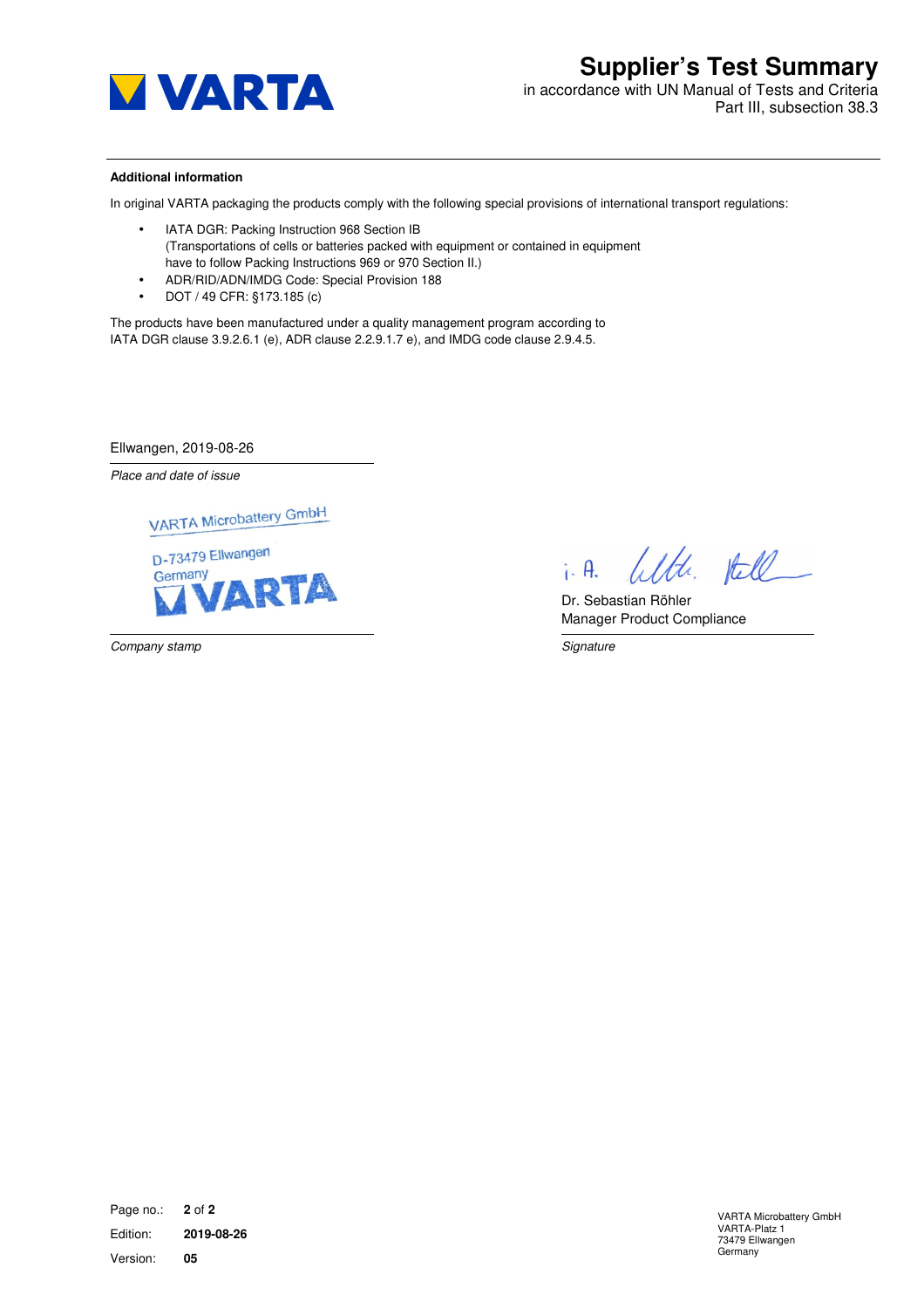# Supplier's Test Summary

in accordance with UN Manual of Tests and Criteria
Part III, subsection 38.3

**Additional information**

In original VARTA packaging the products comply with the following special provisions of international transport regulations:

- IATA DGR: Packing Instruction 968 Section IB
  (Transportations of cells or batteries packed with equipment or contained in equipment have to follow Packing Instructions 969 or 970 Section II.)
- ADR/RID/ADN/IMDG Code: Special Provision 188
- DOT / 49 CFR: §173.185 (c)

The products have been manufactured under a quality management program according to IATA DGR clause 3.9.2.6.1 (e), ADR clause 2.2.9.1.7 e), and IMDG code clause 2.9.4.5.

Ellwangen, 2019-08-26

*Place and date of issue*

VARTA Microbattery GmbH
D-73479 Ellwangen
Germany
VARTA

*Company stamp*

i. A.

Dr. Sebastian Röhler
Manager Product Compliance

*Signature*

Edition: **2019-08-26**

Version: **05**

VARTA Microbattery GmbH
VARTA-Platz 1
73479 Ellwangen
Germany